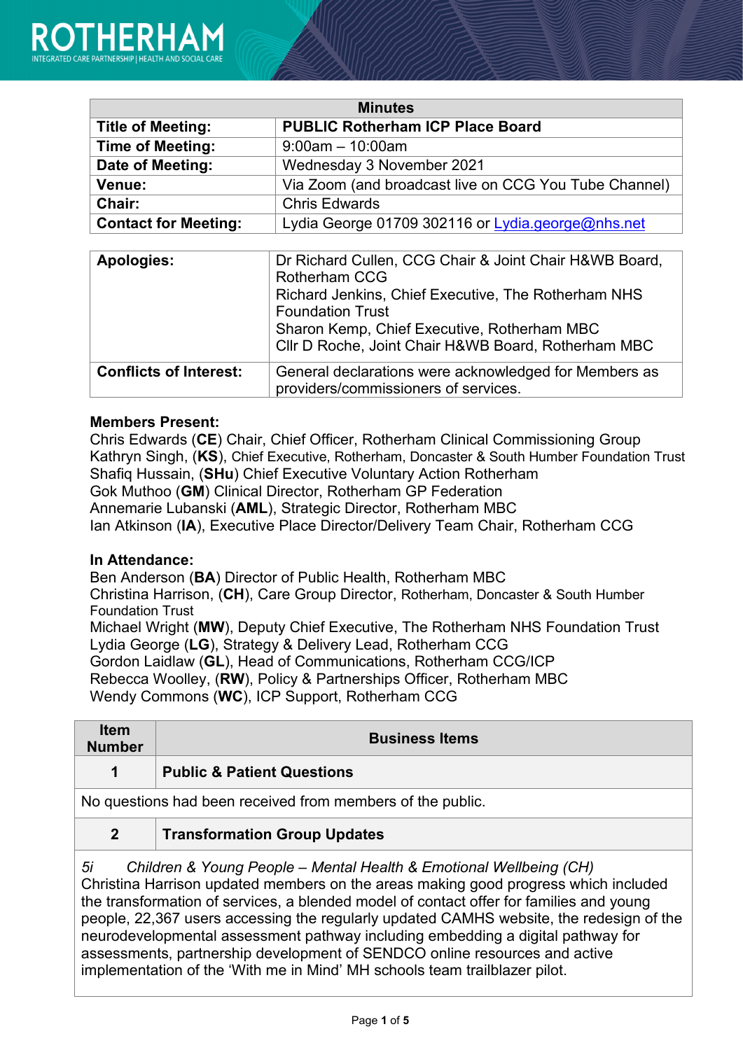# ROTHERHAM

INTEGRATED CARE PARTNERSHIP | HEALTH AND SOCIAL CARE

| Minutes | |
|---|---|
| **Title of Meeting:** | **PUBLIC Rotherham ICP Place Board** |
| **Time of Meeting:** | 9:00am – 10:00am |
| **Date of Meeting:** | Wednesday 3 November 2021 |
| **Venue:** | Via Zoom (and broadcast live on CCG You Tube Channel) |
| **Chair:** | Chris Edwards |
| **Contact for Meeting:** | Lydia George 01709 302116 or Lydia.george@nhs.net |

| | |
|---|---|
| **Apologies:** | Dr Richard Cullen, CCG Chair & Joint Chair H&WB Board, Rotherham CCG<br>Richard Jenkins, Chief Executive, The Rotherham NHS Foundation Trust<br>Sharon Kemp, Chief Executive, Rotherham MBC<br>Cllr D Roche, Joint Chair H&WB Board, Rotherham MBC |
| **Conflicts of Interest:** | General declarations were acknowledged for Members as providers/commissioners of services. |

**Members Present:**
Chris Edwards (**CE**) Chair, Chief Officer, Rotherham Clinical Commissioning Group
Kathryn Singh, (**KS**), Chief Executive, Rotherham, Doncaster & South Humber Foundation Trust
Shafiq Hussain, (**SHu**) Chief Executive Voluntary Action Rotherham
Gok Muthoo (**GM**) Clinical Director, Rotherham GP Federation
Annemarie Lubanski (**AML**), Strategic Director, Rotherham MBC
Ian Atkinson (**IA**), Executive Place Director/Delivery Team Chair, Rotherham CCG

**In Attendance:**
Ben Anderson (**BA**) Director of Public Health, Rotherham MBC
Christina Harrison, (**CH**), Care Group Director, Rotherham, Doncaster & South Humber Foundation Trust
Michael Wright (**MW**), Deputy Chief Executive, The Rotherham NHS Foundation Trust
Lydia George (**LG**), Strategy & Delivery Lead, Rotherham CCG
Gordon Laidlaw (**GL**), Head of Communications, Rotherham CCG/ICP
Rebecca Woolley, (**RW**), Policy & Partnerships Officer, Rotherham MBC
Wendy Commons (**WC**), ICP Support, Rotherham CCG

| Item Number | Business Items |
|---|---|
| **1** | **Public & Patient Questions** |
| No questions had been received from members of the public. | |
| **2** | **Transformation Group Updates** |
| *5i Children & Young People – Mental Health & Emotional Wellbeing (CH)*<br>Christina Harrison updated members on the areas making good progress which included the transformation of services, a blended model of contact offer for families and young people, 22,367 users accessing the regularly updated CAMHS website, the redesign of the neurodevelopmental assessment pathway including embedding a digital pathway for assessments, partnership development of SENDCO online resources and active implementation of the 'With me in Mind' MH schools team trailblazer pilot. | |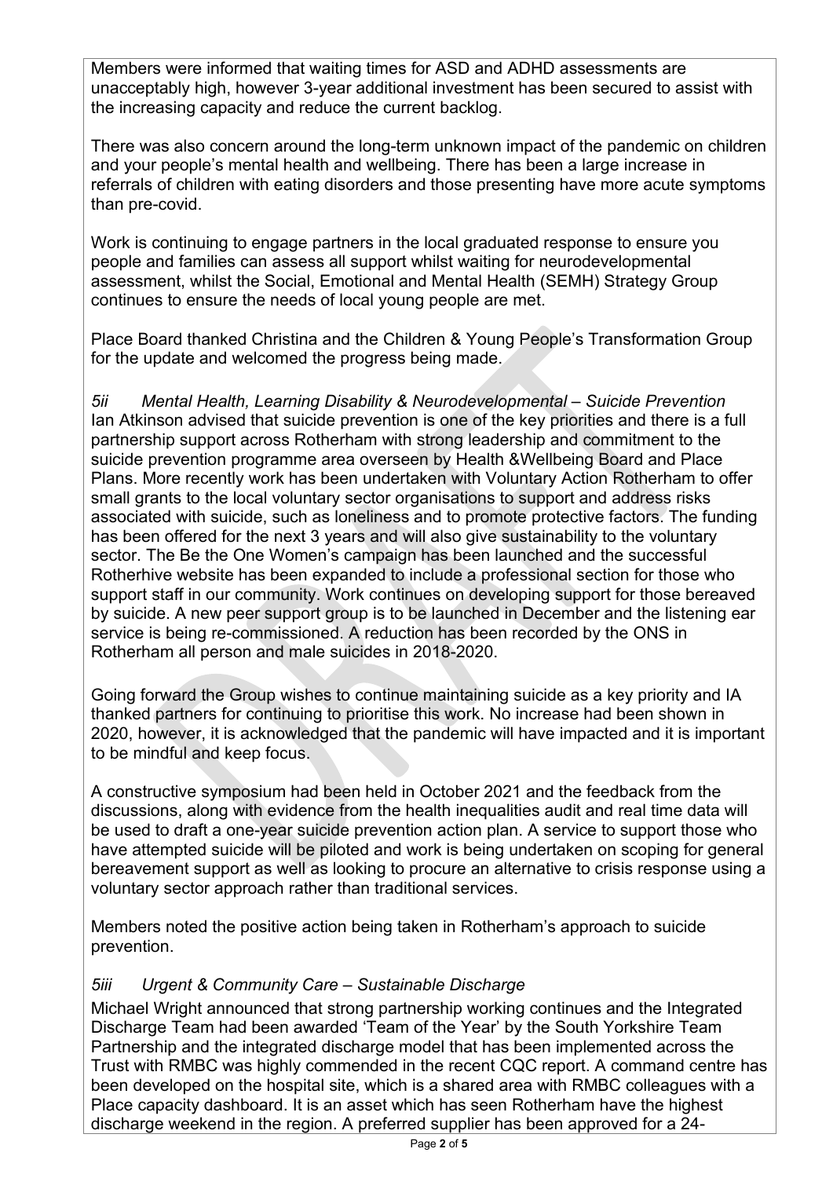Members were informed that waiting times for ASD and ADHD assessments are unacceptably high, however 3-year additional investment has been secured to assist with the increasing capacity and reduce the current backlog.

There was also concern around the long-term unknown impact of the pandemic on children and your people's mental health and wellbeing. There has been a large increase in referrals of children with eating disorders and those presenting have more acute symptoms than pre-covid.

Work is continuing to engage partners in the local graduated response to ensure you people and families can assess all support whilst waiting for neurodevelopmental assessment, whilst the Social, Emotional and Mental Health (SEMH) Strategy Group continues to ensure the needs of local young people are met.

Place Board thanked Christina and the Children & Young People's Transformation Group for the update and welcomed the progress being made.

*5ii Mental Health, Learning Disability & Neurodevelopmental – Suicide Prevention*
Ian Atkinson advised that suicide prevention is one of the key priorities and there is a full partnership support across Rotherham with strong leadership and commitment to the suicide prevention programme area overseen by Health &Wellbeing Board and Place Plans. More recently work has been undertaken with Voluntary Action Rotherham to offer small grants to the local voluntary sector organisations to support and address risks associated with suicide, such as loneliness and to promote protective factors. The funding has been offered for the next 3 years and will also give sustainability to the voluntary sector. The Be the One Women's campaign has been launched and the successful Rotherhive website has been expanded to include a professional section for those who support staff in our community. Work continues on developing support for those bereaved by suicide. A new peer support group is to be launched in December and the listening ear service is being re-commissioned. A reduction has been recorded by the ONS in Rotherham all person and male suicides in 2018-2020.

Going forward the Group wishes to continue maintaining suicide as a key priority and IA thanked partners for continuing to prioritise this work. No increase had been shown in 2020, however, it is acknowledged that the pandemic will have impacted and it is important to be mindful and keep focus.

A constructive symposium had been held in October 2021 and the feedback from the discussions, along with evidence from the health inequalities audit and real time data will be used to draft a one-year suicide prevention action plan. A service to support those who have attempted suicide will be piloted and work is being undertaken on scoping for general bereavement support as well as looking to procure an alternative to crisis response using a voluntary sector approach rather than traditional services.

Members noted the positive action being taken in Rotherham's approach to suicide prevention.

*5iii Urgent & Community Care – Sustainable Discharge*
Michael Wright announced that strong partnership working continues and the Integrated Discharge Team had been awarded 'Team of the Year' by the South Yorkshire Team Partnership and the integrated discharge model that has been implemented across the Trust with RMBC was highly commended in the recent CQC report. A command centre has been developed on the hospital site, which is a shared area with RMBC colleagues with a Place capacity dashboard. It is an asset which has seen Rotherham have the highest discharge weekend in the region. A preferred supplier has been approved for a 24-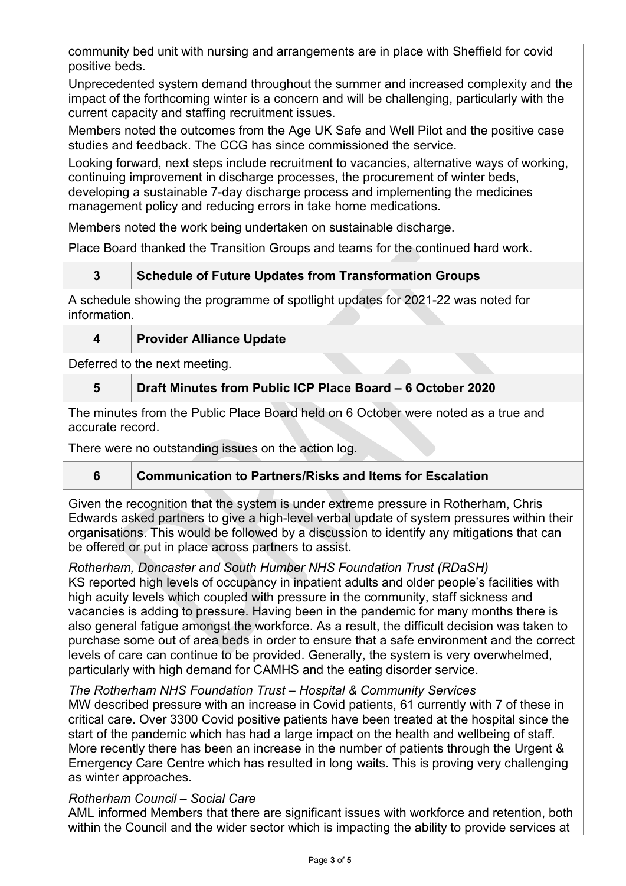community bed unit with nursing and arrangements are in place with Sheffield for covid positive beds.

Unprecedented system demand throughout the summer and increased complexity and the impact of the forthcoming winter is a concern and will be challenging, particularly with the current capacity and staffing recruitment issues.

Members noted the outcomes from the Age UK Safe and Well Pilot and the positive case studies and feedback. The CCG has since commissioned the service.

Looking forward, next steps include recruitment to vacancies, alternative ways of working, continuing improvement in discharge processes, the procurement of winter beds, developing a sustainable 7-day discharge process and implementing the medicines management policy and reducing errors in take home medications.

Members noted the work being undertaken on sustainable discharge.

Place Board thanked the Transition Groups and teams for the continued hard work.

| 3 | **Schedule of Future Updates from Transformation Groups** |
|---|---|

A schedule showing the programme of spotlight updates for 2021-22 was noted for information.

| 4 | **Provider Alliance Update** |
|---|---|

Deferred to the next meeting.

| 5 | **Draft Minutes from Public ICP Place Board – 6 October 2020** |
|---|---|

The minutes from the Public Place Board held on 6 October were noted as a true and accurate record.

There were no outstanding issues on the action log.

| 6 | **Communication to Partners/Risks and Items for Escalation** |
|---|---|

Given the recognition that the system is under extreme pressure in Rotherham, Chris Edwards asked partners to give a high-level verbal update of system pressures within their organisations. This would be followed by a discussion to identify any mitigations that can be offered or put in place across partners to assist.

*Rotherham, Doncaster and South Humber NHS Foundation Trust (RDaSH)*
KS reported high levels of occupancy in inpatient adults and older people's facilities with high acuity levels which coupled with pressure in the community, staff sickness and vacancies is adding to pressure. Having been in the pandemic for many months there is also general fatigue amongst the workforce. As a result, the difficult decision was taken to purchase some out of area beds in order to ensure that a safe environment and the correct levels of care can continue to be provided. Generally, the system is very overwhelmed, particularly with high demand for CAMHS and the eating disorder service.

*The Rotherham NHS Foundation Trust – Hospital & Community Services*
MW described pressure with an increase in Covid patients, 61 currently with 7 of these in critical care. Over 3300 Covid positive patients have been treated at the hospital since the start of the pandemic which has had a large impact on the health and wellbeing of staff. More recently there has been an increase in the number of patients through the Urgent & Emergency Care Centre which has resulted in long waits. This is proving very challenging as winter approaches.

*Rotherham Council – Social Care*
AML informed Members that there are significant issues with workforce and retention, both within the Council and the wider sector which is impacting the ability to provide services at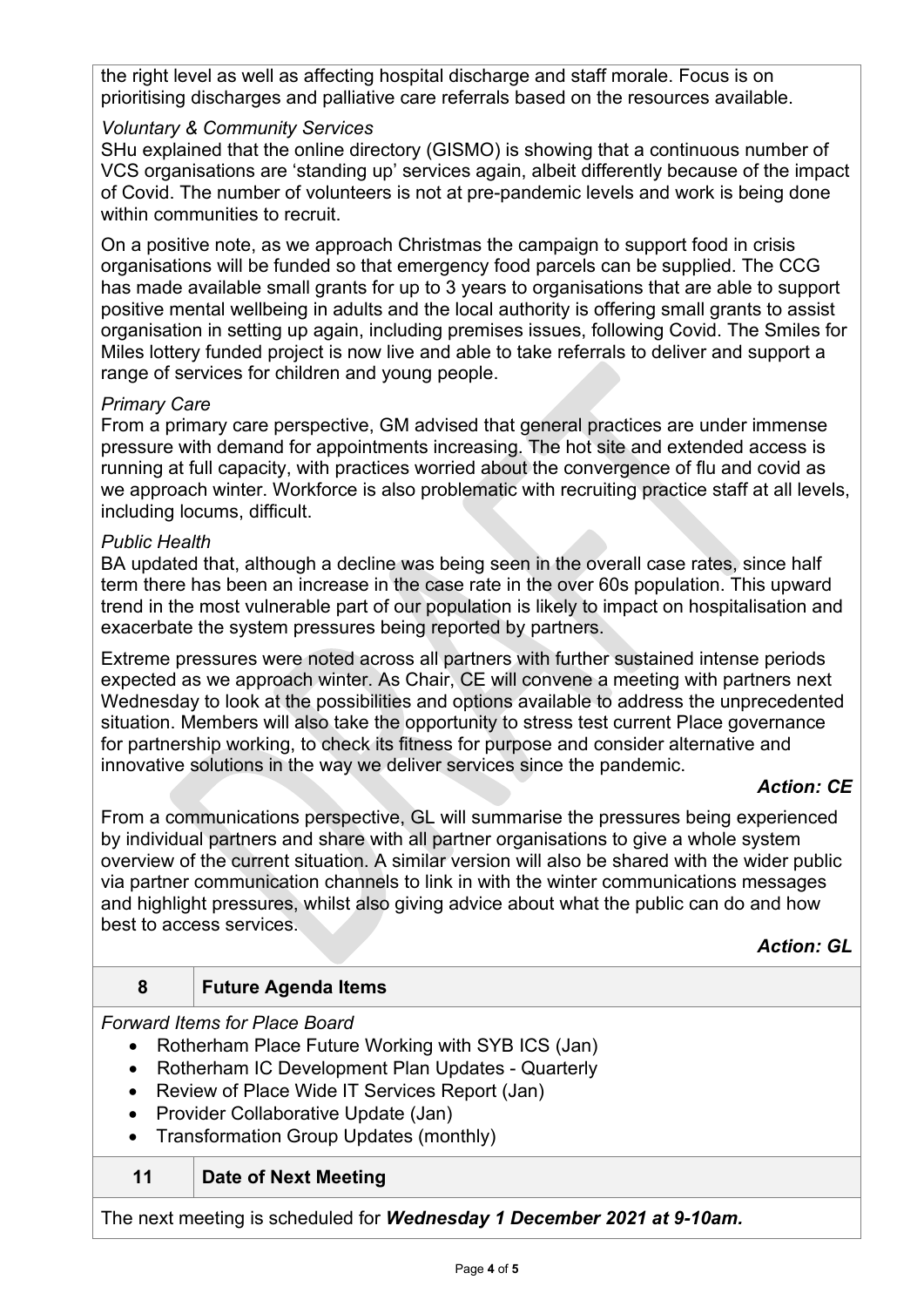the right level as well as affecting hospital discharge and staff morale. Focus is on prioritising discharges and palliative care referrals based on the resources available.

*Voluntary & Community Services*

SHu explained that the online directory (GISMO) is showing that a continuous number of VCS organisations are 'standing up' services again, albeit differently because of the impact of Covid. The number of volunteers is not at pre-pandemic levels and work is being done within communities to recruit.

On a positive note, as we approach Christmas the campaign to support food in crisis organisations will be funded so that emergency food parcels can be supplied. The CCG has made available small grants for up to 3 years to organisations that are able to support positive mental wellbeing in adults and the local authority is offering small grants to assist organisation in setting up again, including premises issues, following Covid. The Smiles for Miles lottery funded project is now live and able to take referrals to deliver and support a range of services for children and young people.

*Primary Care*

From a primary care perspective, GM advised that general practices are under immense pressure with demand for appointments increasing. The hot site and extended access is running at full capacity, with practices worried about the convergence of flu and covid as we approach winter. Workforce is also problematic with recruiting practice staff at all levels, including locums, difficult.

*Public Health*

BA updated that, although a decline was being seen in the overall case rates, since half term there has been an increase in the case rate in the over 60s population. This upward trend in the most vulnerable part of our population is likely to impact on hospitalisation and exacerbate the system pressures being reported by partners.

Extreme pressures were noted across all partners with further sustained intense periods expected as we approach winter. As Chair, CE will convene a meeting with partners next Wednesday to look at the possibilities and options available to address the unprecedented situation. Members will also take the opportunity to stress test current Place governance for partnership working, to check its fitness for purpose and consider alternative and innovative solutions in the way we deliver services since the pandemic.

***Action: CE***

From a communications perspective, GL will summarise the pressures being experienced by individual partners and share with all partner organisations to give a whole system overview of the current situation. A similar version will also be shared with the wider public via partner communication channels to link in with the winter communications messages and highlight pressures, whilst also giving advice about what the public can do and how best to access services.

***Action: GL***

| 8 | **Future Agenda Items** |
|---|---|

*Forward Items for Place Board*

- Rotherham Place Future Working with SYB ICS (Jan)
- Rotherham IC Development Plan Updates - Quarterly
- Review of Place Wide IT Services Report (Jan)
- Provider Collaborative Update (Jan)
- Transformation Group Updates (monthly)

| 11 | **Date of Next Meeting** |
|---|---|

The next meeting is scheduled for ***Wednesday 1 December 2021 at 9-10am.***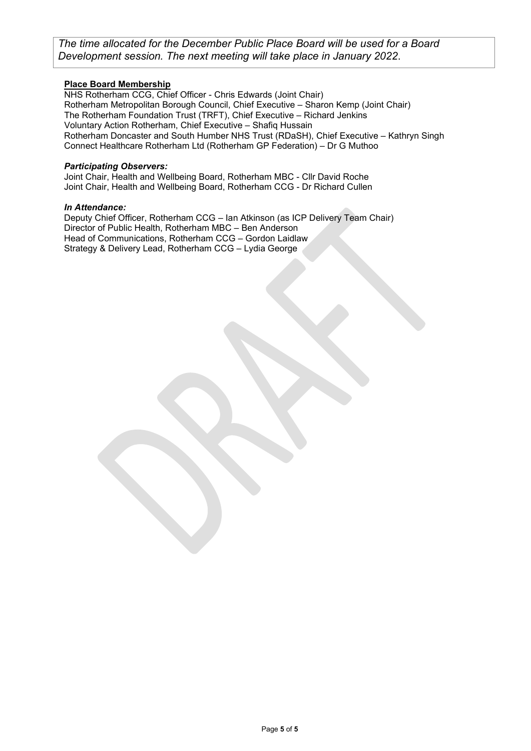*The time allocated for the December Public Place Board will be used for a Board Development session. The next meeting will take place in January 2022.*

**Place Board Membership**

NHS Rotherham CCG, Chief Officer - Chris Edwards (Joint Chair)
Rotherham Metropolitan Borough Council, Chief Executive – Sharon Kemp (Joint Chair)
The Rotherham Foundation Trust (TRFT), Chief Executive – Richard Jenkins
Voluntary Action Rotherham, Chief Executive – Shafiq Hussain
Rotherham Doncaster and South Humber NHS Trust (RDaSH), Chief Executive – Kathryn Singh
Connect Healthcare Rotherham Ltd (Rotherham GP Federation) – Dr G Muthoo

***Participating Observers:***

Joint Chair, Health and Wellbeing Board, Rotherham MBC - Cllr David Roche
Joint Chair, Health and Wellbeing Board, Rotherham CCG - Dr Richard Cullen

***In Attendance:***

Deputy Chief Officer, Rotherham CCG – Ian Atkinson (as ICP Delivery Team Chair)
Director of Public Health, Rotherham MBC – Ben Anderson
Head of Communications, Rotherham CCG – Gordon Laidlaw
Strategy & Delivery Lead, Rotherham CCG – Lydia George